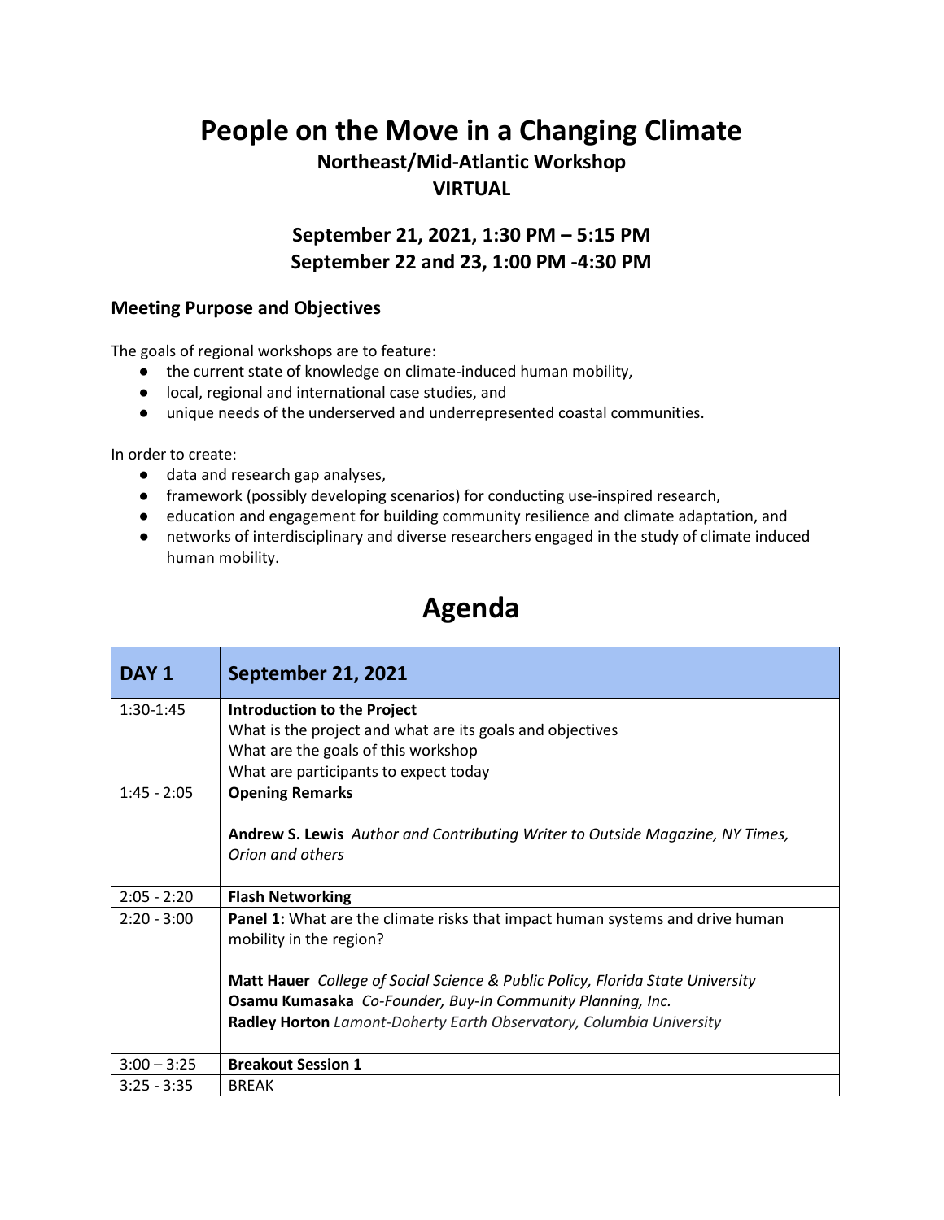# People on the Move in a Changing Climate

## Northeast/Mid-Atlantic Workshop

## VIRTUAL

### September 21, 2021, 1:30 PM – 5:15 PM
### September 22 and 23, 1:00 PM -4:30 PM

### Meeting Purpose and Objectives

The goals of regional workshops are to feature:

- the current state of knowledge on climate-induced human mobility,
- local, regional and international case studies, and
- unique needs of the underserved and underrepresented coastal communities.

In order to create:

- data and research gap analyses,
- framework (possibly developing scenarios) for conducting use-inspired research,
- education and engagement for building community resilience and climate adaptation, and
- networks of interdisciplinary and diverse researchers engaged in the study of climate induced human mobility.

# Agenda

| DAY 1 | September 21, 2021 |
|---|---|
| 1:30-1:45 | **Introduction to the Project**<br>What is the project and what are its goals and objectives<br>What are the goals of this workshop<br>What are participants to expect today |
| 1:45 - 2:05 | **Opening Remarks**<br><br>**Andrew S. Lewis** *Author and Contributing Writer to Outside Magazine, NY Times, Orion and others* |
| 2:05 - 2:20 | **Flash Networking** |
| 2:20 - 3:00 | **Panel 1:** What are the climate risks that impact human systems and drive human mobility in the region?<br><br>**Matt Hauer** *College of Social Science & Public Policy, Florida State University*<br>**Osamu Kumasaka** *Co-Founder, Buy-In Community Planning, Inc.*<br>**Radley Horton** *Lamont-Doherty Earth Observatory, Columbia University* |
| 3:00 – 3:25 | **Breakout Session 1** |
| 3:25 - 3:35 | BREAK |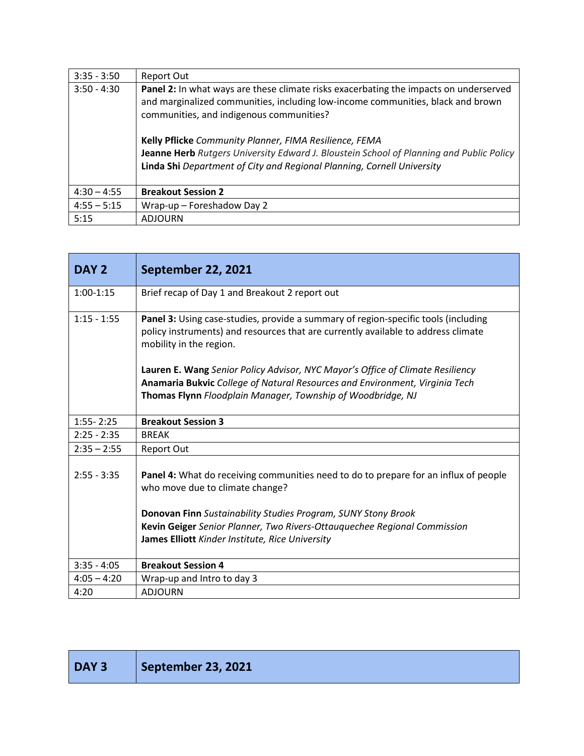| 3:35 - 3:50 | Report Out |
|---|---|
| 3:50 - 4:30 | **Panel 2:** In what ways are these climate risks exacerbating the impacts on underserved and marginalized communities, including low-income communities, black and brown communities, and indigenous communities?<br><br>**Kelly Pflicke** *Community Planner, FIMA Resilience, FEMA*<br>**Jeanne Herb** *Rutgers University Edward J. Bloustein School of Planning and Public Policy*<br>**Linda Shi** *Department of City and Regional Planning, Cornell University* |
| 4:30 – 4:55 | **Breakout Session 2** |
| 4:55 – 5:15 | Wrap-up – Foreshadow Day 2 |
| 5:15 | ADJOURN |

| **DAY 2** | **September 22, 2021** |
|---|---|
| 1:00-1:15 | Brief recap of Day 1 and Breakout 2 report out |
| 1:15 - 1:55 | **Panel 3:** Using case-studies, provide a summary of region-specific tools (including policy instruments) and resources that are currently available to address climate mobility in the region.<br><br>**Lauren E. Wang** *Senior Policy Advisor, NYC Mayor's Office of Climate Resiliency*<br>**Anamaria Bukvic** *College of Natural Resources and Environment, Virginia Tech*<br>**Thomas Flynn** *Floodplain Manager, Township of Woodbridge, NJ* |
| 1:55- 2:25 | **Breakout Session 3** |
| 2:25 - 2:35 | BREAK |
| 2:35 – 2:55 | Report Out |
| 2:55 - 3:35 | **Panel 4:** What do receiving communities need to do to prepare for an influx of people who move due to climate change?<br><br>**Donovan Finn** *Sustainability Studies Program, SUNY Stony Brook*<br>**Kevin Geiger** *Senior Planner, Two Rivers-Ottauquechee Regional Commission*<br>**James Elliott** *Kinder Institute, Rice University* |
| 3:35 - 4:05 | **Breakout Session 4** |
| 4:05 – 4:20 | Wrap-up and Intro to day 3 |
| 4:20 | ADJOURN |

| **DAY 3** | **September 23, 2021** |
|---|---|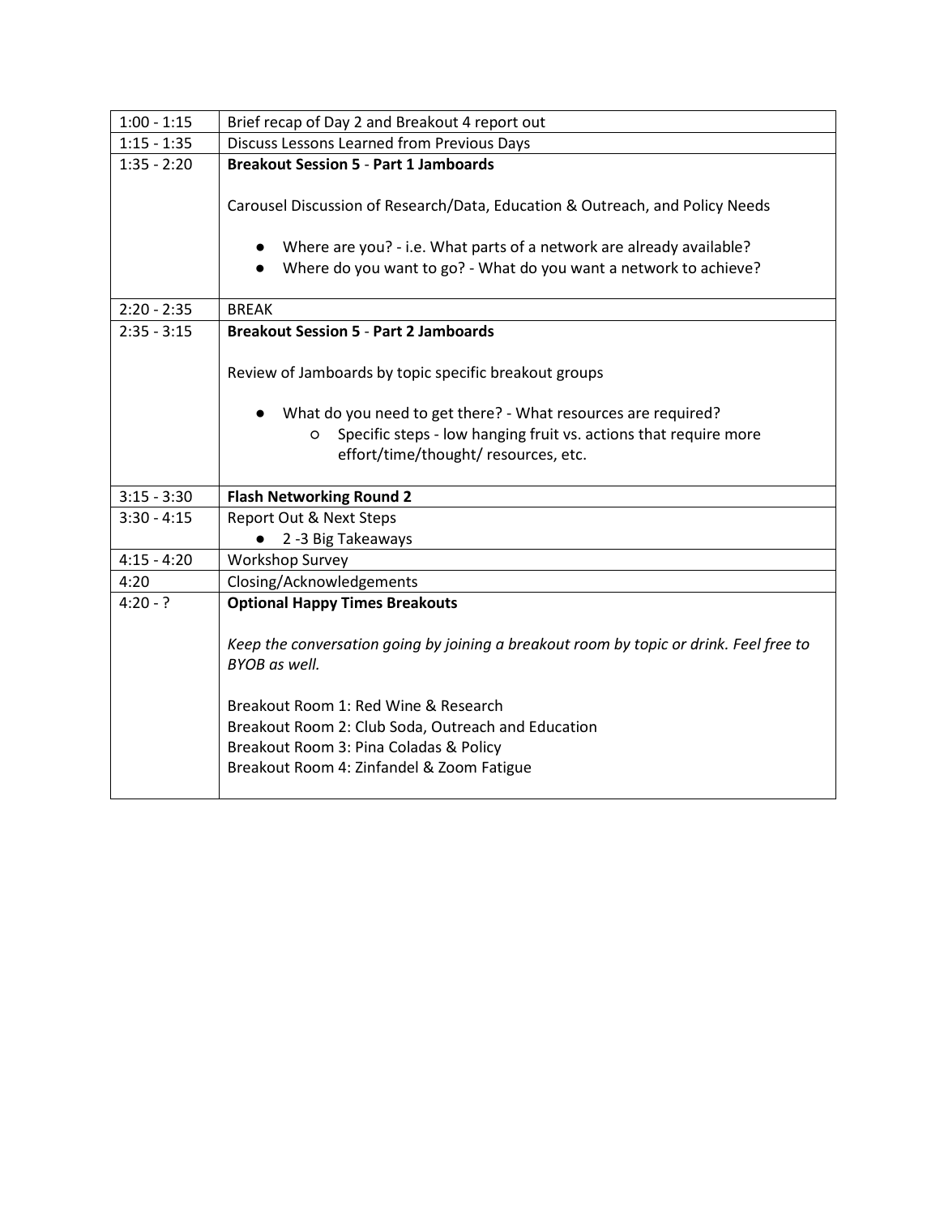| | |
|---|---|
| 1:00 - 1:15 | Brief recap of Day 2 and Breakout 4 report out |
| 1:15 - 1:35 | Discuss Lessons Learned from Previous Days |
| 1:35 - 2:20 | **Breakout Session 5** - **Part 1 Jamboards**<br><br>Carousel Discussion of Research/Data, Education & Outreach, and Policy Needs<br><br>● Where are you? - i.e. What parts of a network are already available?<br>● Where do you want to go? - What do you want a network to achieve? |
| 2:20 - 2:35 | BREAK |
| 2:35 - 3:15 | **Breakout Session 5** - **Part 2 Jamboards**<br><br>Review of Jamboards by topic specific breakout groups<br><br>● What do you need to get there? - What resources are required?<br>○ Specific steps - low hanging fruit vs. actions that require more effort/time/thought/ resources, etc. |
| 3:15 - 3:30 | **Flash Networking Round 2** |
| 3:30 - 4:15 | Report Out & Next Steps<br>● 2 -3 Big Takeaways |
| 4:15 - 4:20 | Workshop Survey |
| 4:20 | Closing/Acknowledgements |
| 4:20 - ? | **Optional Happy Times Breakouts**<br><br>*Keep the conversation going by joining a breakout room by topic or drink. Feel free to BYOB as well.*<br><br>Breakout Room 1: Red Wine & Research<br>Breakout Room 2: Club Soda, Outreach and Education<br>Breakout Room 3: Pina Coladas & Policy<br>Breakout Room 4: Zinfandel & Zoom Fatigue |